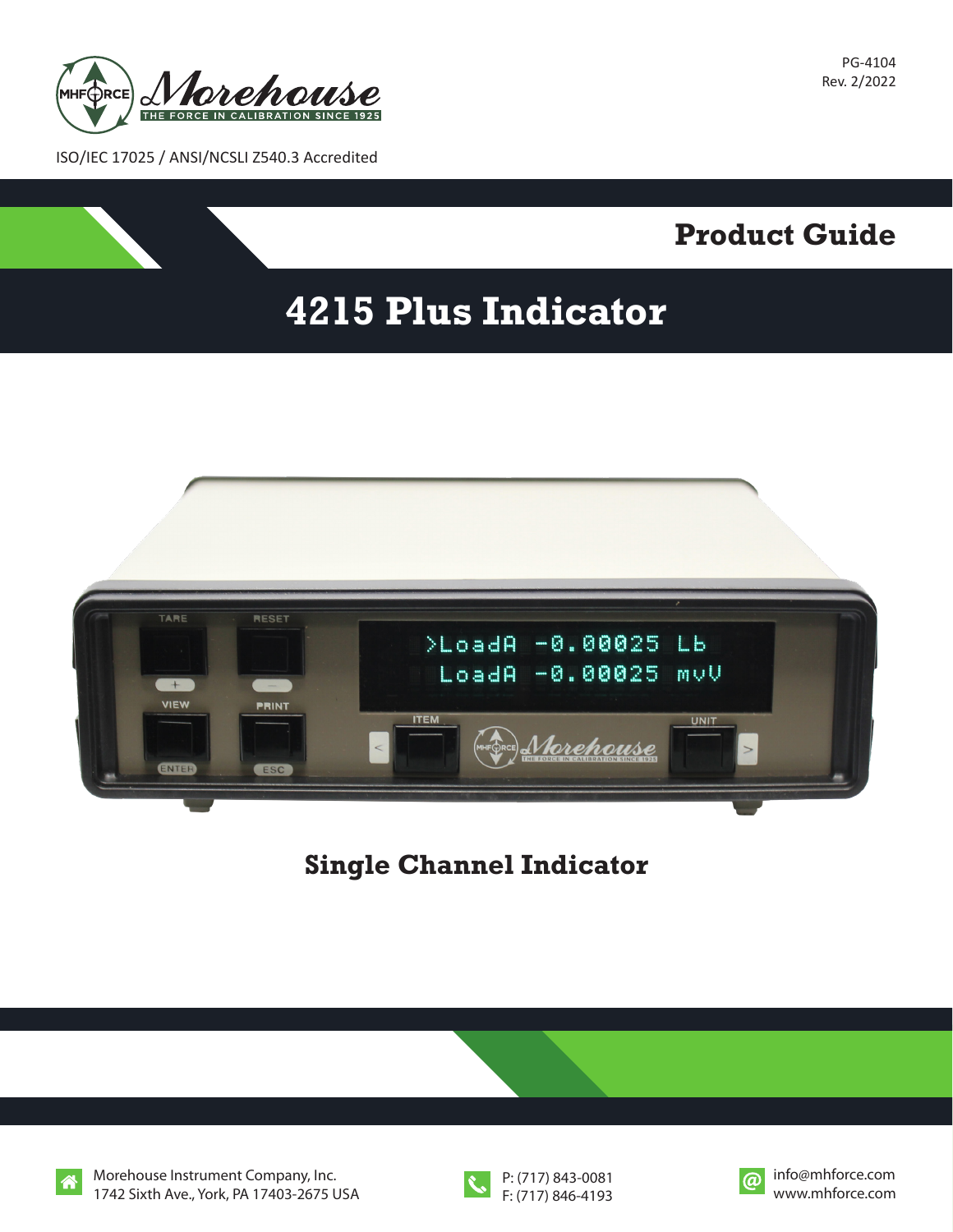PG-4104
Rev. 2/2022

ISO/IEC 17025 / ANSI/NCSLI Z540.3 Accredited

# Product Guide

# 4215 Plus Indicator

## Single Channel Indicator

Morehouse Instrument Company, Inc.
1742 Sixth Ave., York, PA 17403-2675 USA

P: (717) 843-0081
F: (717) 846-4193

info@mhforce.com
www.mhforce.com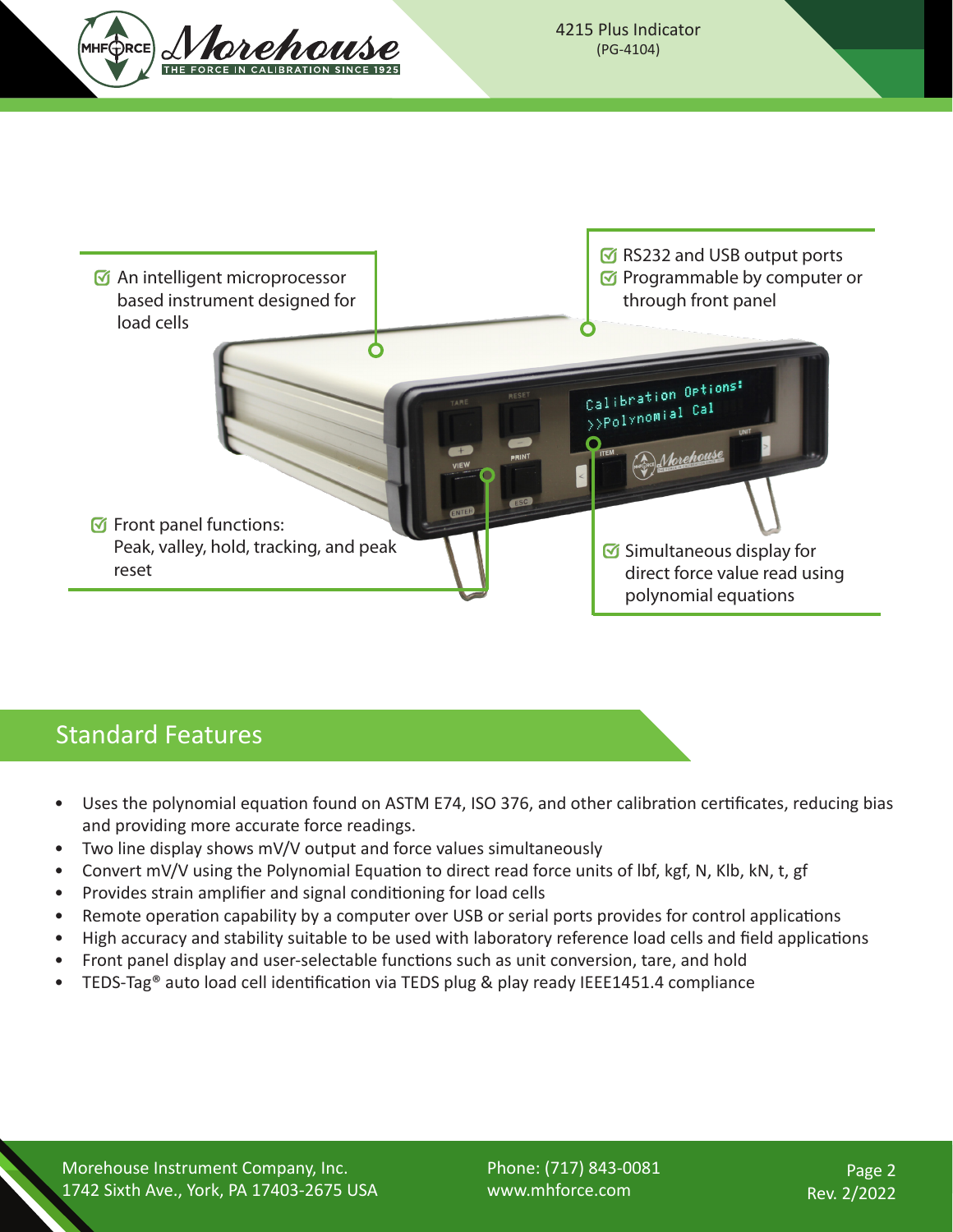- An intelligent microprocessor based instrument designed for load cells
- RS232 and USB output ports
- Programmable by computer or through front panel
- Front panel functions: Peak, valley, hold, tracking, and peak reset
- Simultaneous display for direct force value read using polynomial equations

## Standard Features

- Uses the polynomial equation found on ASTM E74, ISO 376, and other calibration certificates, reducing bias and providing more accurate force readings.
- Two line display shows mV/V output and force values simultaneously
- Convert mV/V using the Polynomial Equation to direct read force units of lbf, kgf, N, Klb, kN, t, gf
- Provides strain amplifier and signal conditioning for load cells
- Remote operation capability by a computer over USB or serial ports provides for control applications
- High accuracy and stability suitable to be used with laboratory reference load cells and field applications
- Front panel display and user-selectable functions such as unit conversion, tare, and hold
- TEDS-Tag® auto load cell identification via TEDS plug & play ready IEEE1451.4 compliance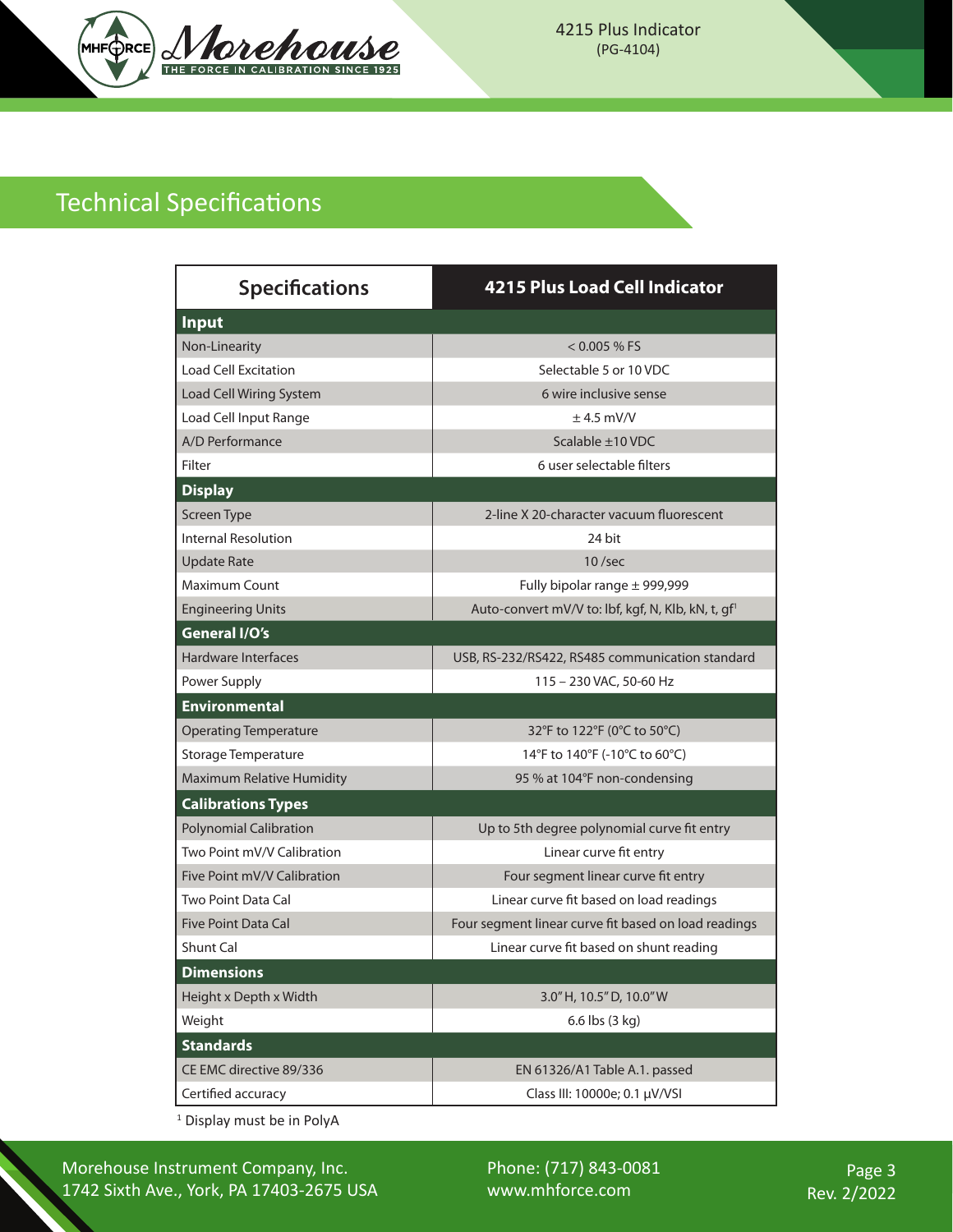## Technical Specifications

| Specifications | 4215 Plus Load Cell Indicator |
|---|---|
| **Input** | |
| Non-Linearity | < 0.005 % FS |
| Load Cell Excitation | Selectable 5 or 10 VDC |
| Load Cell Wiring System | 6 wire inclusive sense |
| Load Cell Input Range | ± 4.5 mV/V |
| A/D Performance | Scalable ±10 VDC |
| Filter | 6 user selectable filters |
| **Display** | |
| Screen Type | 2-line X 20-character vacuum fluorescent |
| Internal Resolution | 24 bit |
| Update Rate | 10 /sec |
| Maximum Count | Fully bipolar range ± 999,999 |
| Engineering Units | Auto-convert mV/V to: lbf, kgf, N, Klb, kN, t, gf[1] |
| **General I/O's** | |
| Hardware Interfaces | USB, RS-232/RS422, RS485 communication standard |
| Power Supply | 115 – 230 VAC, 50-60 Hz |
| **Environmental** | |
| Operating Temperature | 32°F to 122°F (0°C to 50°C) |
| Storage Temperature | 14°F to 140°F (-10°C to 60°C) |
| Maximum Relative Humidity | 95 % at 104°F non-condensing |
| **Calibrations Types** | |
| Polynomial Calibration | Up to 5th degree polynomial curve fit entry |
| Two Point mV/V Calibration | Linear curve fit entry |
| Five Point mV/V Calibration | Four segment linear curve fit entry |
| Two Point Data Cal | Linear curve fit based on load readings |
| Five Point Data Cal | Four segment linear curve fit based on load readings |
| Shunt Cal | Linear curve fit based on shunt reading |
| **Dimensions** | |
| Height x Depth x Width | 3.0" H, 10.5" D, 10.0" W |
| Weight | 6.6 lbs (3 kg) |
| **Standards** | |
| CE EMC directive 89/336 | EN 61326/A1 Table A.1. passed |
| Certified accuracy | Class III: 10000e; 0.1 µV/VSI |

[1] Display must be in PolyA

Morehouse Instrument Company, Inc.
1742 Sixth Ave., York, PA 17403-2675 USA

Phone: (717) 843-0081
www.mhforce.com

Rev. 2/2022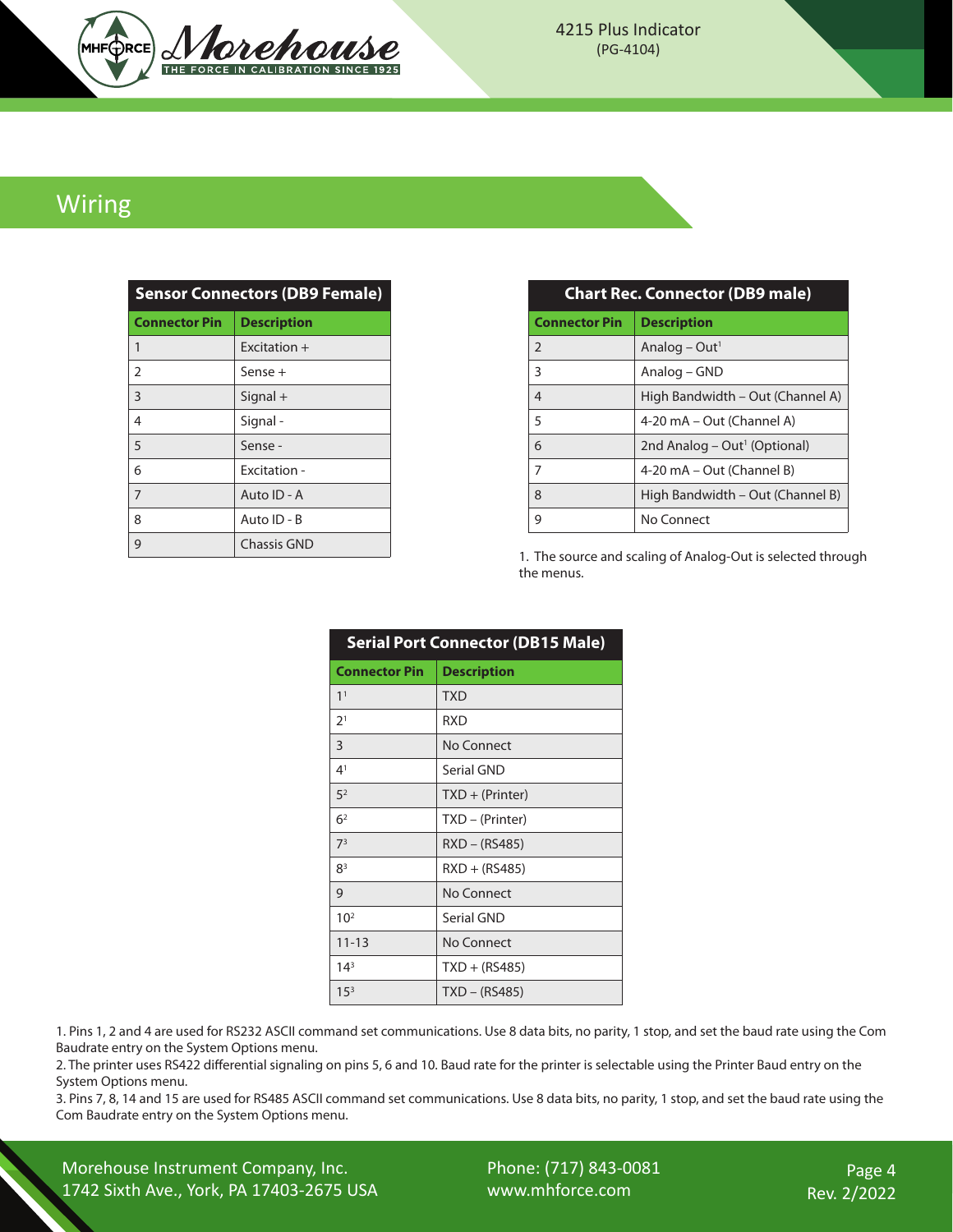## Wiring

| Sensor Connectors (DB9 Female) | |
|---|---|
| **Connector Pin** | **Description** |
| 1 | Excitation + |
| 2 | Sense + |
| 3 | Signal + |
| 4 | Signal - |
| 5 | Sense - |
| 6 | Excitation - |
| 7 | Auto ID - A |
| 8 | Auto ID - B |
| 9 | Chassis GND |

| Chart Rec. Connector (DB9 male) | |
|---|---|
| **Connector Pin** | **Description** |
| 2 | Analog – Out[1] |
| 3 | Analog – GND |
| 4 | High Bandwidth – Out (Channel A) |
| 5 | 4-20 mA – Out (Channel A) |
| 6 | 2nd Analog – Out[1] (Optional) |
| 7 | 4-20 mA – Out (Channel B) |
| 8 | High Bandwidth – Out (Channel B) |
| 9 | No Connect |

1. The source and scaling of Analog-Out is selected through the menus.

| Serial Port Connector (DB15 Male) | |
|---|---|
| **Connector Pin** | **Description** |
| 1[1] | TXD |
| 2[1] | RXD |
| 3 | No Connect |
| 4[1] | Serial GND |
| 5[2] | TXD + (Printer) |
| 6[2] | TXD – (Printer) |
| 7[3] | RXD – (RS485) |
| 8[3] | RXD + (RS485) |
| 9 | No Connect |
| 10[2] | Serial GND |
| 11-13 | No Connect |
| 14[3] | TXD + (RS485) |
| 15[3] | TXD – (RS485) |

1. Pins 1, 2 and 4 are used for RS232 ASCII command set communications. Use 8 data bits, no parity, 1 stop, and set the baud rate using the Com Baudrate entry on the System Options menu.
2. The printer uses RS422 differential signaling on pins 5, 6 and 10. Baud rate for the printer is selectable using the Printer Baud entry on the System Options menu.
3. Pins 7, 8, 14 and 15 are used for RS485 ASCII command set communications. Use 8 data bits, no parity, 1 stop, and set the baud rate using the Com Baudrate entry on the System Options menu.